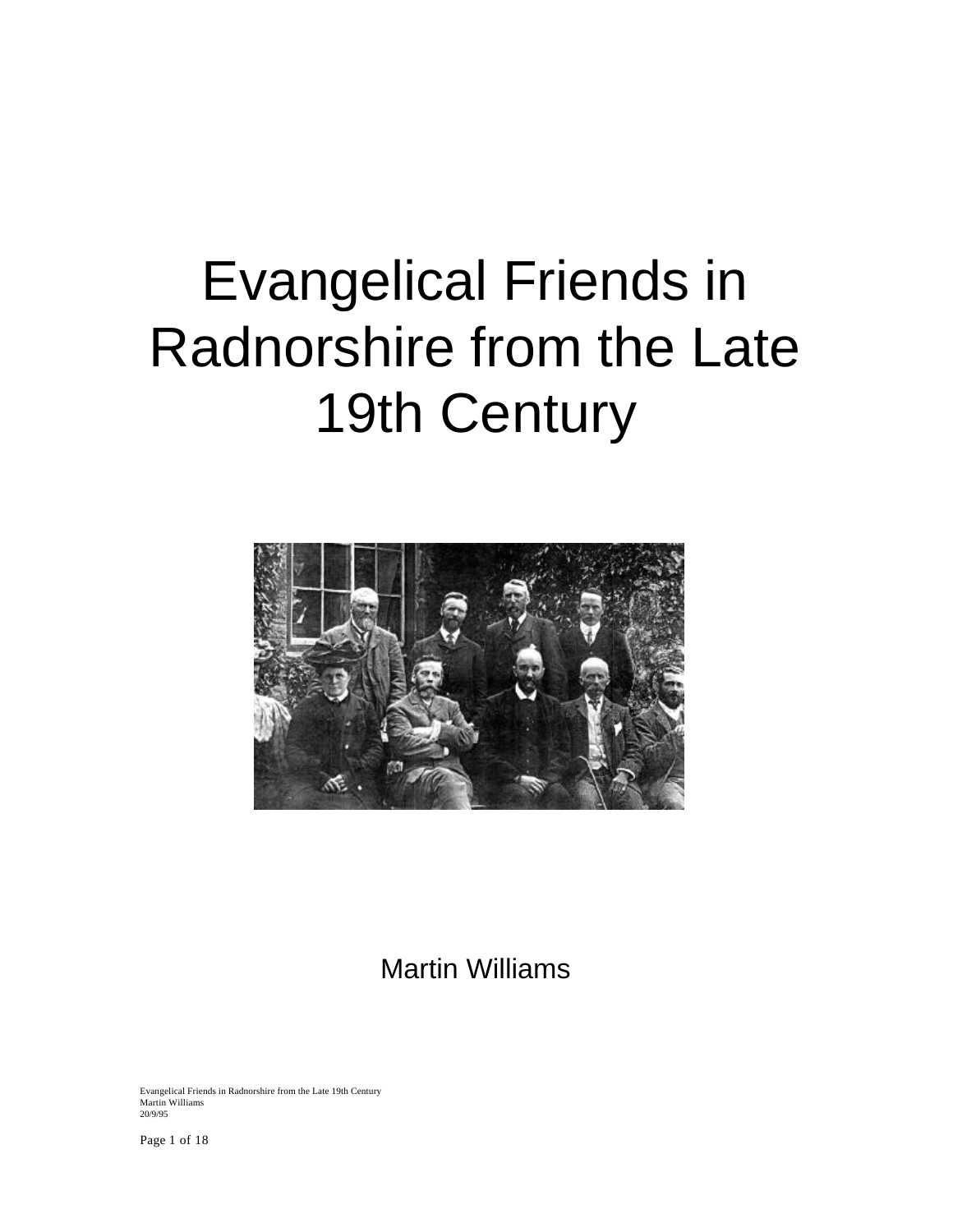# Evangelical Friends in Radnorshire from the Late 19th Century

Martin Williams

Evangelical Friends in Radnorshire from the Late 19th Century
Martin Williams
20/9/95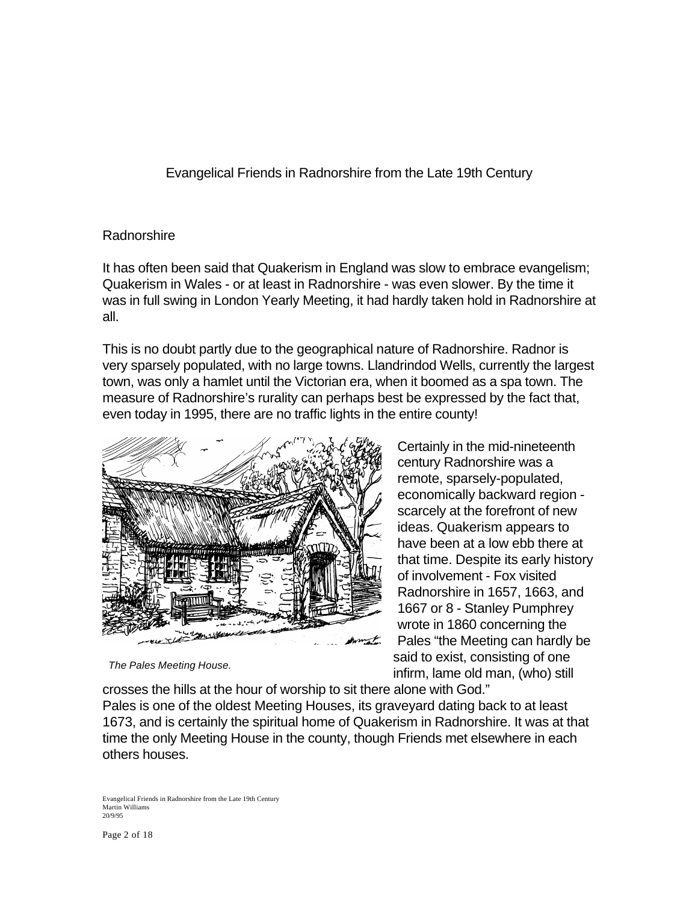# Evangelical Friends in Radnorshire from the Late 19th Century

## Radnorshire

It has often been said that Quakerism in England was slow to embrace evangelism; Quakerism in Wales - or at least in Radnorshire - was even slower. By the time it was in full swing in London Yearly Meeting, it had hardly taken hold in Radnorshire at all.

This is no doubt partly due to the geographical nature of Radnorshire. Radnor is very sparsely populated, with no large towns. Llandrindod Wells, currently the largest town, was only a hamlet until the Victorian era, when it boomed as a spa town. The measure of Radnorshire's rurality can perhaps best be expressed by the fact that, even today in 1995, there are no traffic lights in the entire county!

*The Pales Meeting House.*

Certainly in the mid-nineteenth century Radnorshire was a remote, sparsely-populated, economically backward region - scarcely at the forefront of new ideas. Quakerism appears to have been at a low ebb there at that time. Despite its early history of involvement - Fox visited Radnorshire in 1657, 1663, and 1667 or 8 - Stanley Pumphrey wrote in 1860 concerning the Pales "the Meeting can hardly be said to exist, consisting of one infirm, lame old man, (who) still crosses the hills at the hour of worship to sit there alone with God."

Pales is one of the oldest Meeting Houses, its graveyard dating back to at least 1673, and is certainly the spiritual home of Quakerism in Radnorshire. It was at that time the only Meeting House in the county, though Friends met elsewhere in each others houses.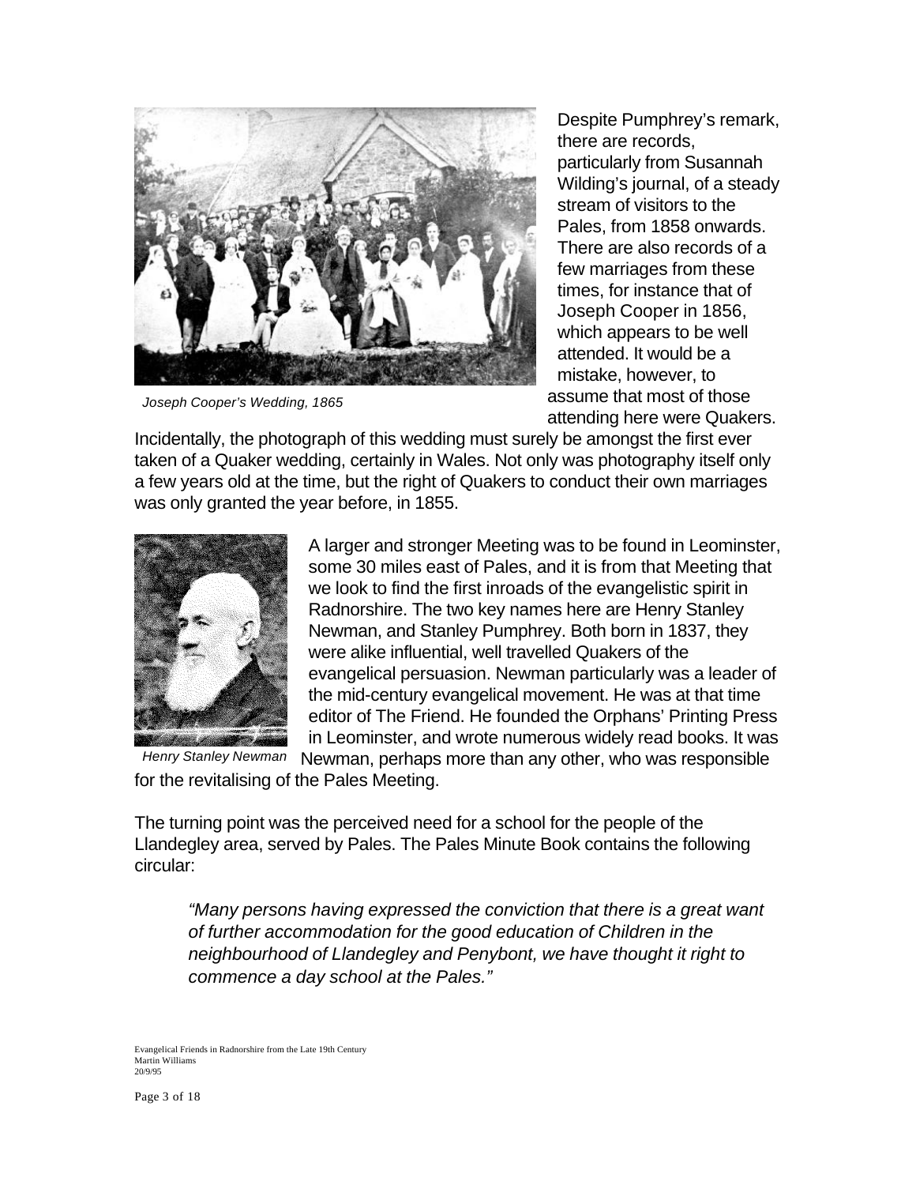*Joseph Cooper's Wedding, 1865*

Despite Pumphrey's remark, there are records, particularly from Susannah Wilding's journal, of a steady stream of visitors to the Pales, from 1858 onwards. There are also records of a few marriages from these times, for instance that of Joseph Cooper in 1856, which appears to be well attended. It would be a mistake, however, to assume that most of those attending here were Quakers. Incidentally, the photograph of this wedding must surely be amongst the first ever taken of a Quaker wedding, certainly in Wales. Not only was photography itself only a few years old at the time, but the right of Quakers to conduct their own marriages was only granted the year before, in 1855.

*Henry Stanley Newman*

A larger and stronger Meeting was to be found in Leominster, some 30 miles east of Pales, and it is from that Meeting that we look to find the first inroads of the evangelistic spirit in Radnorshire. The two key names here are Henry Stanley Newman, and Stanley Pumphrey. Both born in 1837, they were alike influential, well travelled Quakers of the evangelical persuasion. Newman particularly was a leader of the mid-century evangelical movement. He was at that time editor of The Friend. He founded the Orphans' Printing Press in Leominster, and wrote numerous widely read books. It was Newman, perhaps more than any other, who was responsible for the revitalising of the Pales Meeting.

The turning point was the perceived need for a school for the people of the Llandegley area, served by Pales. The Pales Minute Book contains the following circular:

> *"Many persons having expressed the conviction that there is a great want of further accommodation for the good education of Children in the neighbourhood of Llandegley and Penybont, we have thought it right to commence a day school at the Pales."*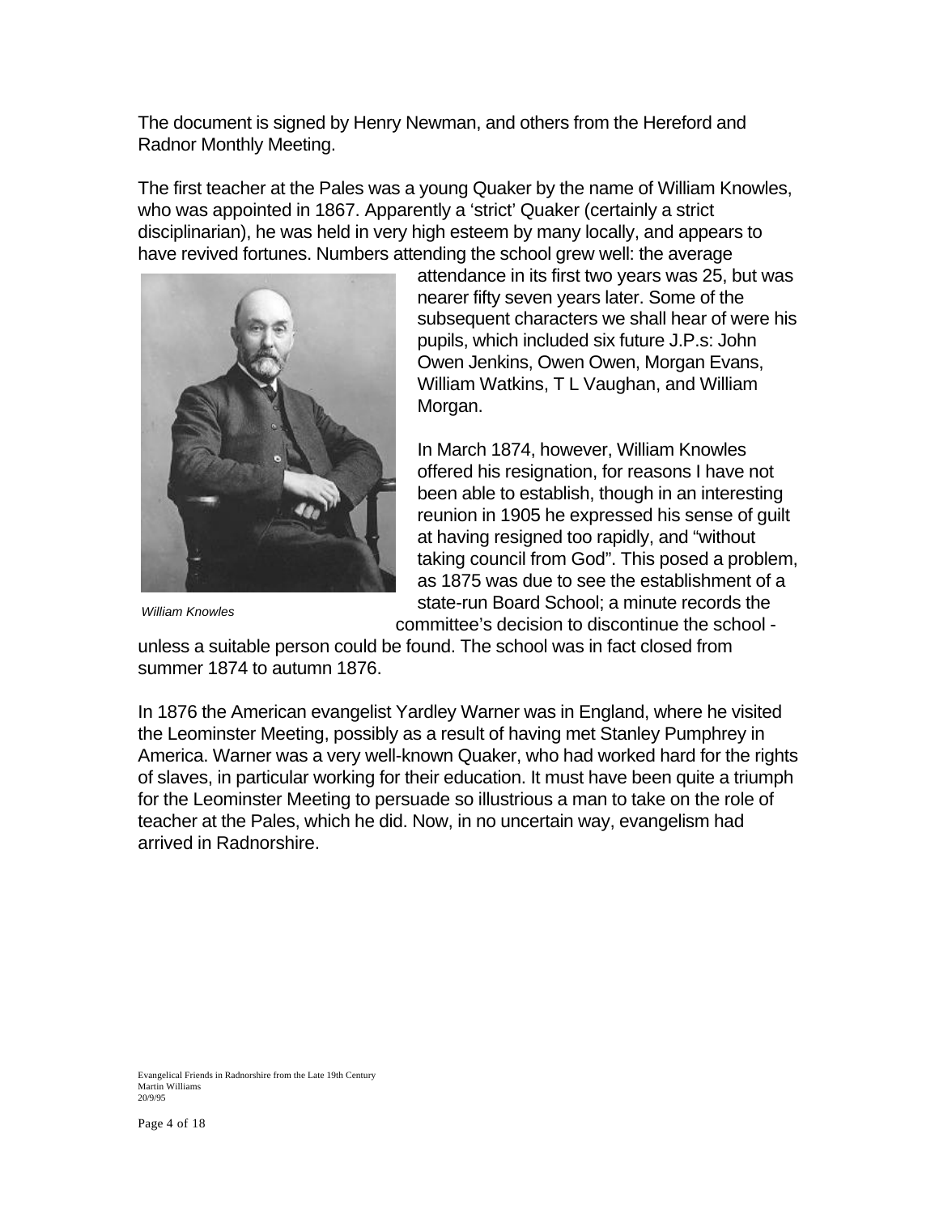The document is signed by Henry Newman, and others from the Hereford and Radnor Monthly Meeting.

The first teacher at the Pales was a young Quaker by the name of William Knowles, who was appointed in 1867. Apparently a 'strict' Quaker (certainly a strict disciplinarian), he was held in very high esteem by many locally, and appears to have revived fortunes. Numbers attending the school grew well: the average attendance in its first two years was 25, but was nearer fifty seven years later. Some of the subsequent characters we shall hear of were his pupils, which included six future J.P.s: John Owen Jenkins, Owen Owen, Morgan Evans, William Watkins, T L Vaughan, and William Morgan.

*William Knowles*

In March 1874, however, William Knowles offered his resignation, for reasons I have not been able to establish, though in an interesting reunion in 1905 he expressed his sense of guilt at having resigned too rapidly, and "without taking council from God". This posed a problem, as 1875 was due to see the establishment of a state-run Board School; a minute records the committee's decision to discontinue the school - unless a suitable person could be found. The school was in fact closed from summer 1874 to autumn 1876.

In 1876 the American evangelist Yardley Warner was in England, where he visited the Leominster Meeting, possibly as a result of having met Stanley Pumphrey in America. Warner was a very well-known Quaker, who had worked hard for the rights of slaves, in particular working for their education. It must have been quite a triumph for the Leominster Meeting to persuade so illustrious a man to take on the role of teacher at the Pales, which he did. Now, in no uncertain way, evangelism had arrived in Radnorshire.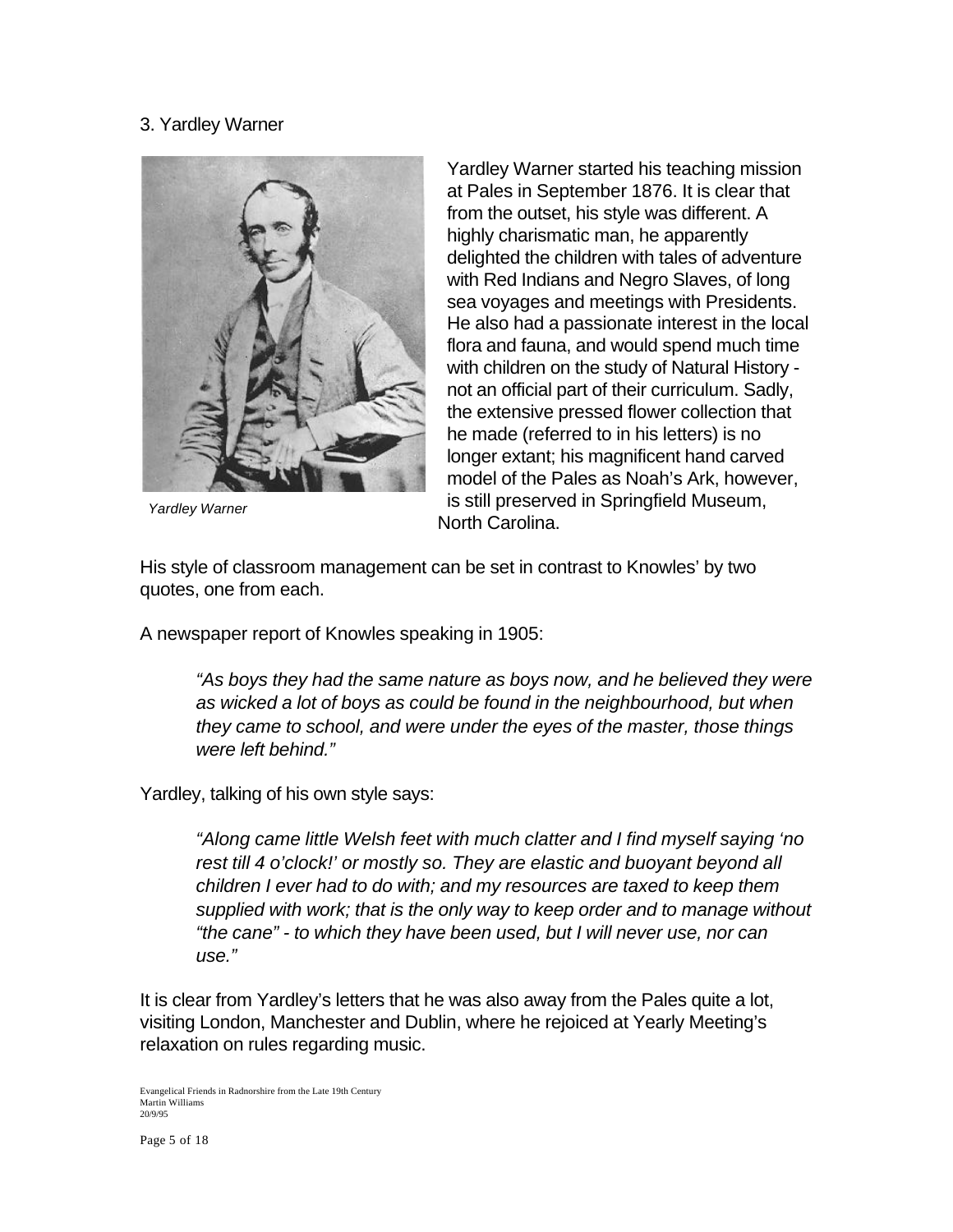## 3. Yardley Warner

*Yardley Warner*

Yardley Warner started his teaching mission at Pales in September 1876. It is clear that from the outset, his style was different. A highly charismatic man, he apparently delighted the children with tales of adventure with Red Indians and Negro Slaves, of long sea voyages and meetings with Presidents. He also had a passionate interest in the local flora and fauna, and would spend much time with children on the study of Natural History - not an official part of their curriculum. Sadly, the extensive pressed flower collection that he made (referred to in his letters) is no longer extant; his magnificent hand carved model of the Pales as Noah's Ark, however, is still preserved in Springfield Museum, North Carolina.

His style of classroom management can be set in contrast to Knowles' by two quotes, one from each.

A newspaper report of Knowles speaking in 1905:

> *"As boys they had the same nature as boys now, and he believed they were as wicked a lot of boys as could be found in the neighbourhood, but when they came to school, and were under the eyes of the master, those things were left behind."*

Yardley, talking of his own style says:

> *"Along came little Welsh feet with much clatter and I find myself saying 'no rest till 4 o'clock!' or mostly so. They are elastic and buoyant beyond all children I ever had to do with; and my resources are taxed to keep them supplied with work; that is the only way to keep order and to manage without "the cane" - to which they have been used, but I will never use, nor can use."*

It is clear from Yardley's letters that he was also away from the Pales quite a lot, visiting London, Manchester and Dublin, where he rejoiced at Yearly Meeting's relaxation on rules regarding music.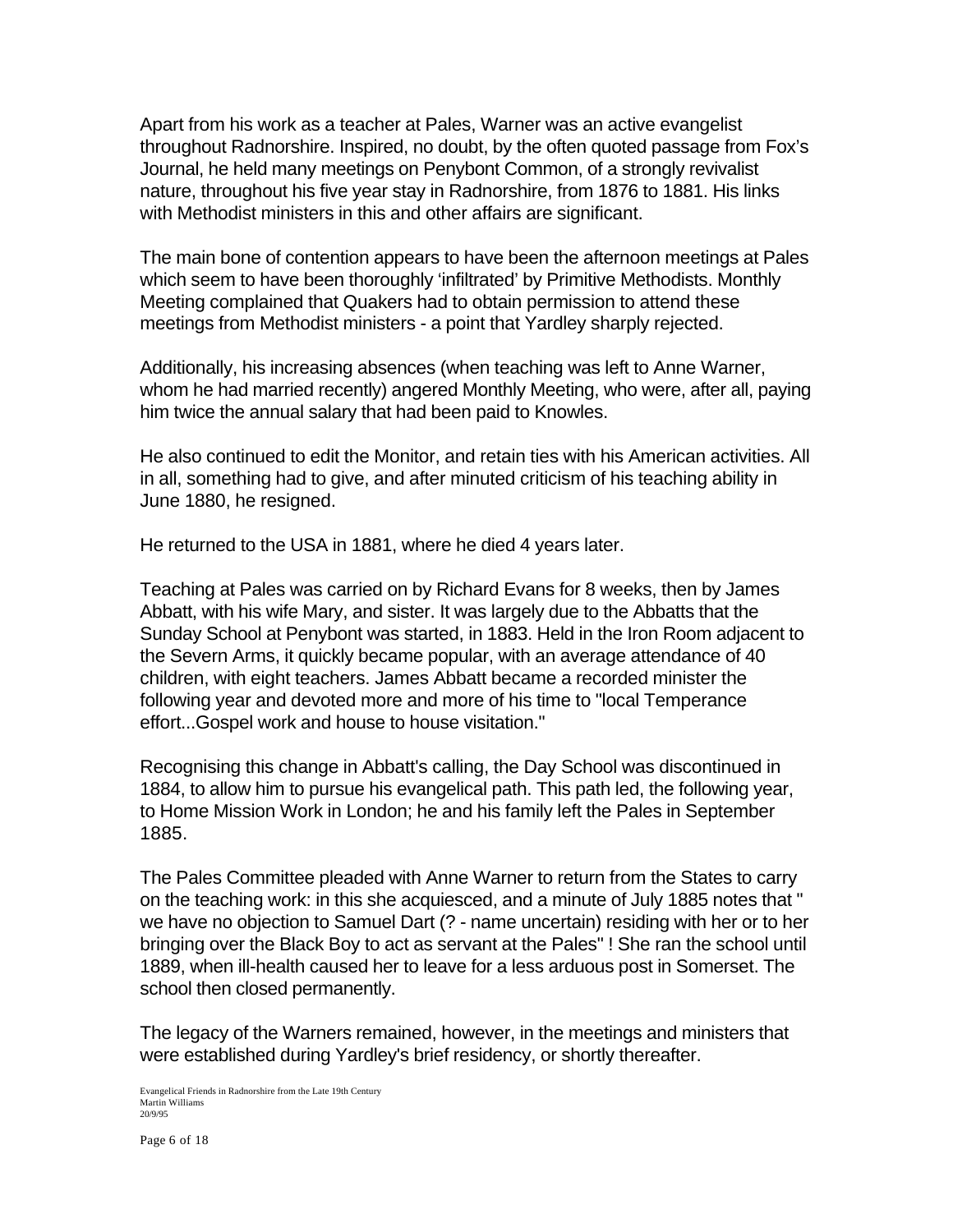Apart from his work as a teacher at Pales, Warner was an active evangelist throughout Radnorshire. Inspired, no doubt, by the often quoted passage from Fox's Journal, he held many meetings on Penybont Common, of a strongly revivalist nature, throughout his five year stay in Radnorshire, from 1876 to 1881. His links with Methodist ministers in this and other affairs are significant.

The main bone of contention appears to have been the afternoon meetings at Pales which seem to have been thoroughly 'infiltrated' by Primitive Methodists. Monthly Meeting complained that Quakers had to obtain permission to attend these meetings from Methodist ministers - a point that Yardley sharply rejected.

Additionally, his increasing absences (when teaching was left to Anne Warner, whom he had married recently) angered Monthly Meeting, who were, after all, paying him twice the annual salary that had been paid to Knowles.

He also continued to edit the Monitor, and retain ties with his American activities. All in all, something had to give, and after minuted criticism of his teaching ability in June 1880, he resigned.

He returned to the USA in 1881, where he died 4 years later.

Teaching at Pales was carried on by Richard Evans for 8 weeks, then by James Abbatt, with his wife Mary, and sister. It was largely due to the Abbatts that the Sunday School at Penybont was started, in 1883. Held in the Iron Room adjacent to the Severn Arms, it quickly became popular, with an average attendance of 40 children, with eight teachers. James Abbatt became a recorded minister the following year and devoted more and more of his time to "local Temperance effort...Gospel work and house to house visitation."

Recognising this change in Abbatt's calling, the Day School was discontinued in 1884, to allow him to pursue his evangelical path. This path led, the following year, to Home Mission Work in London; he and his family left the Pales in September 1885.

The Pales Committee pleaded with Anne Warner to return from the States to carry on the teaching work: in this she acquiesced, and a minute of July 1885 notes that " we have no objection to Samuel Dart (? - name uncertain) residing with her or to her bringing over the Black Boy to act as servant at the Pales" ! She ran the school until 1889, when ill-health caused her to leave for a less arduous post in Somerset. The school then closed permanently.

The legacy of the Warners remained, however, in the meetings and ministers that were established during Yardley's brief residency, or shortly thereafter.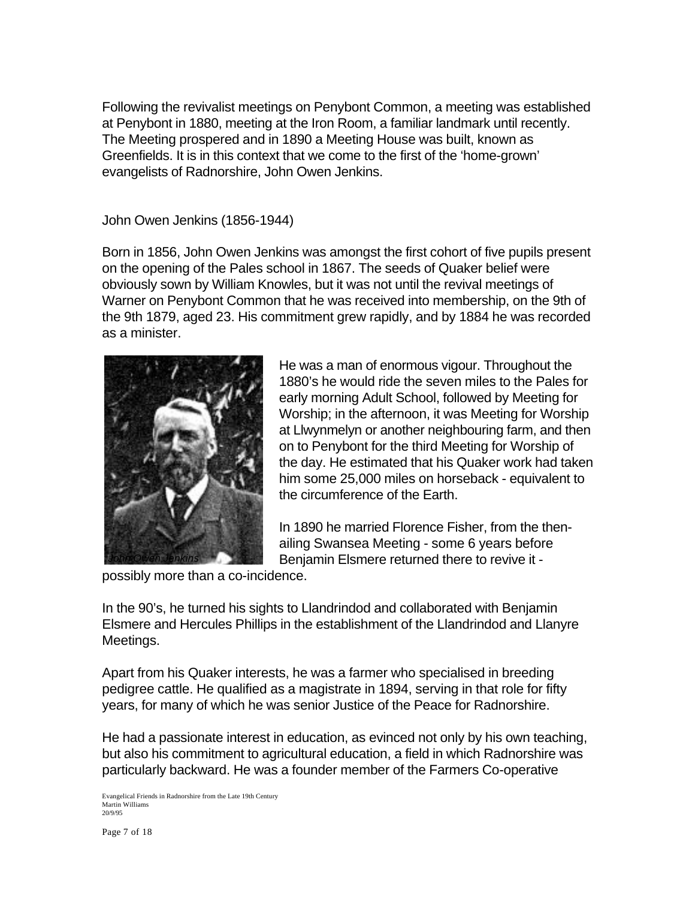Following the revivalist meetings on Penybont Common, a meeting was established at Penybont in 1880, meeting at the Iron Room, a familiar landmark until recently. The Meeting prospered and in 1890 a Meeting House was built, known as Greenfields. It is in this context that we come to the first of the 'home-grown' evangelists of Radnorshire, John Owen Jenkins.

## John Owen Jenkins (1856-1944)

Born in 1856, John Owen Jenkins was amongst the first cohort of five pupils present on the opening of the Pales school in 1867. The seeds of Quaker belief were obviously sown by William Knowles, but it was not until the revival meetings of Warner on Penybont Common that he was received into membership, on the 9th of the 9th 1879, aged 23. His commitment grew rapidly, and by 1884 he was recorded as a minister.

*John Owen Jenkins*

He was a man of enormous vigour. Throughout the 1880's he would ride the seven miles to the Pales for early morning Adult School, followed by Meeting for Worship; in the afternoon, it was Meeting for Worship at Llwynmelyn or another neighbouring farm, and then on to Penybont for the third Meeting for Worship of the day. He estimated that his Quaker work had taken him some 25,000 miles on horseback - equivalent to the circumference of the Earth.

In 1890 he married Florence Fisher, from the then-ailing Swansea Meeting - some 6 years before Benjamin Elsmere returned there to revive it - possibly more than a co-incidence.

In the 90's, he turned his sights to Llandrindod and collaborated with Benjamin Elsmere and Hercules Phillips in the establishment of the Llandrindod and Llanyre Meetings.

Apart from his Quaker interests, he was a farmer who specialised in breeding pedigree cattle. He qualified as a magistrate in 1894, serving in that role for fifty years, for many of which he was senior Justice of the Peace for Radnorshire.

He had a passionate interest in education, as evinced not only by his own teaching, but also his commitment to agricultural education, a field in which Radnorshire was particularly backward. He was a founder member of the Farmers Co-operative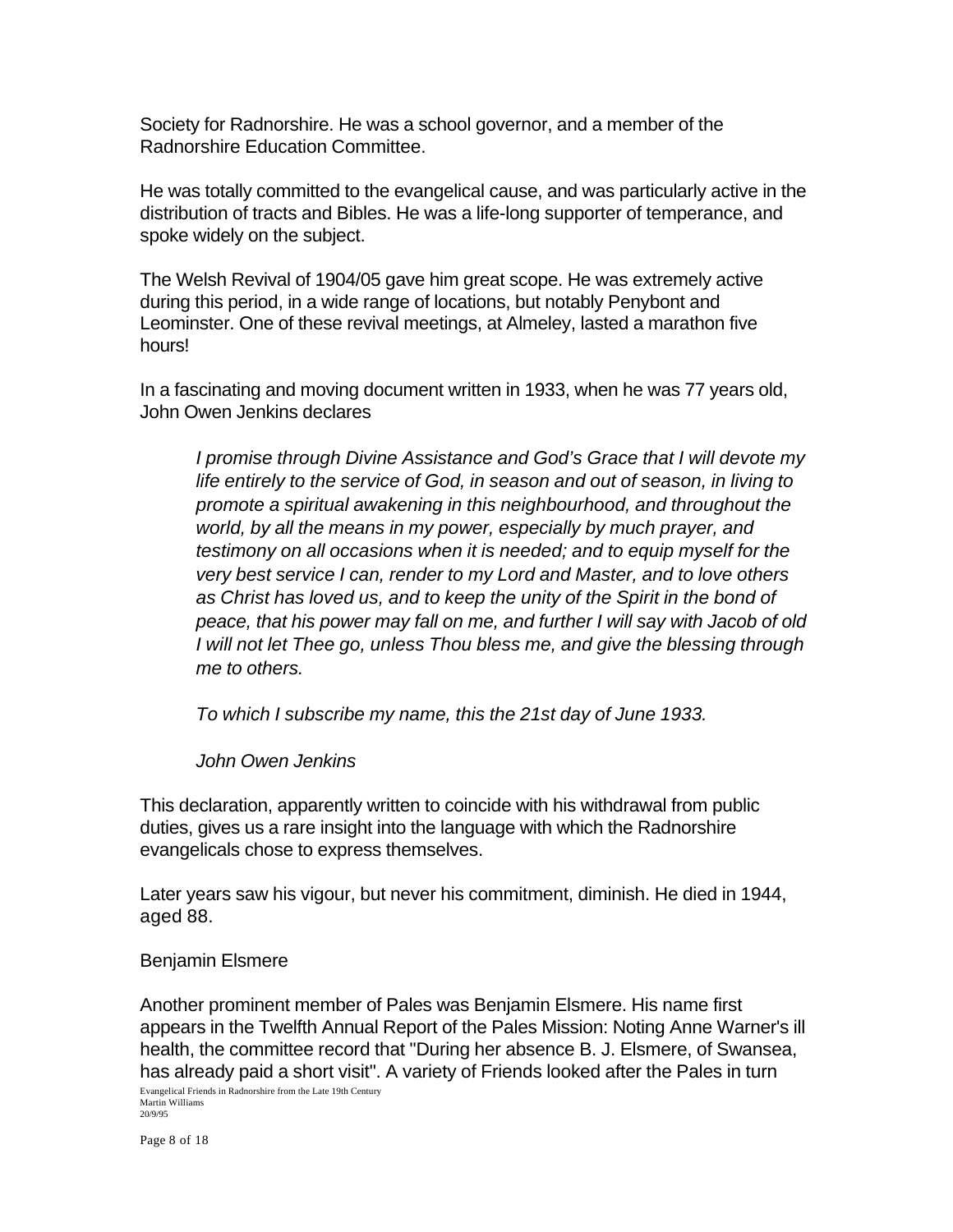Society for Radnorshire. He was a school governor, and a member of the Radnorshire Education Committee.

He was totally committed to the evangelical cause, and was particularly active in the distribution of tracts and Bibles. He was a life-long supporter of temperance, and spoke widely on the subject.

The Welsh Revival of 1904/05 gave him great scope. He was extremely active during this period, in a wide range of locations, but notably Penybont and Leominster. One of these revival meetings, at Almeley, lasted a marathon five hours!

In a fascinating and moving document written in 1933, when he was 77 years old, John Owen Jenkins declares

> *I promise through Divine Assistance and God's Grace that I will devote my life entirely to the service of God, in season and out of season, in living to promote a spiritual awakening in this neighbourhood, and throughout the world, by all the means in my power, especially by much prayer, and testimony on all occasions when it is needed; and to equip myself for the very best service I can, render to my Lord and Master, and to love others as Christ has loved us, and to keep the unity of the Spirit in the bond of peace, that his power may fall on me, and further I will say with Jacob of old I will not let Thee go, unless Thou bless me, and give the blessing through me to others.*
>
> *To which I subscribe my name, this the 21st day of June 1933.*
>
> *John Owen Jenkins*

This declaration, apparently written to coincide with his withdrawal from public duties, gives us a rare insight into the language with which the Radnorshire evangelicals chose to express themselves.

Later years saw his vigour, but never his commitment, diminish. He died in 1944, aged 88.

## Benjamin Elsmere

Another prominent member of Pales was Benjamin Elsmere. His name first appears in the Twelfth Annual Report of the Pales Mission: Noting Anne Warner's ill health, the committee record that "During her absence B. J. Elsmere, of Swansea, has already paid a short visit". A variety of Friends looked after the Pales in turn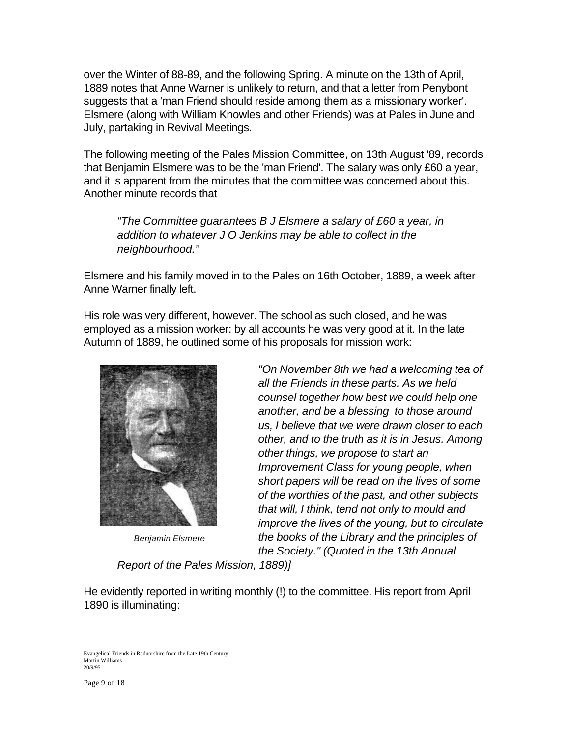over the Winter of 88-89, and the following Spring. A minute on the 13th of April, 1889 notes that Anne Warner is unlikely to return, and that a letter from Penybont suggests that a 'man Friend should reside among them as a missionary worker'. Elsmere (along with William Knowles and other Friends) was at Pales in June and July, partaking in Revival Meetings.

The following meeting of the Pales Mission Committee, on 13th August '89, records that Benjamin Elsmere was to be the 'man Friend'. The salary was only £60 a year, and it is apparent from the minutes that the committee was concerned about this. Another minute records that

> *"The Committee guarantees B J Elsmere a salary of £60 a year, in addition to whatever J O Jenkins may be able to collect in the neighbourhood."*

Elsmere and his family moved in to the Pales on 16th October, 1889, a week after Anne Warner finally left.

His role was very different, however. The school as such closed, and he was employed as a mission worker: by all accounts he was very good at it. In the late Autumn of 1889, he outlined some of his proposals for mission work:

*Benjamin Elsmere*

> *"On November 8th we had a welcoming tea of all the Friends in these parts. As we held counsel together how best we could help one another, and be a blessing to those around us, I believe that we were drawn closer to each other, and to the truth as it is in Jesus. Among other things, we propose to start an Improvement Class for young people, when short papers will be read on the lives of some of the worthies of the past, and other subjects that will, I think, tend not only to mould and improve the lives of the young, but to circulate the books of the Library and the principles of the Society." (Quoted in the 13th Annual Report of the Pales Mission, 1889)]*

He evidently reported in writing monthly (!) to the committee. His report from April 1890 is illuminating: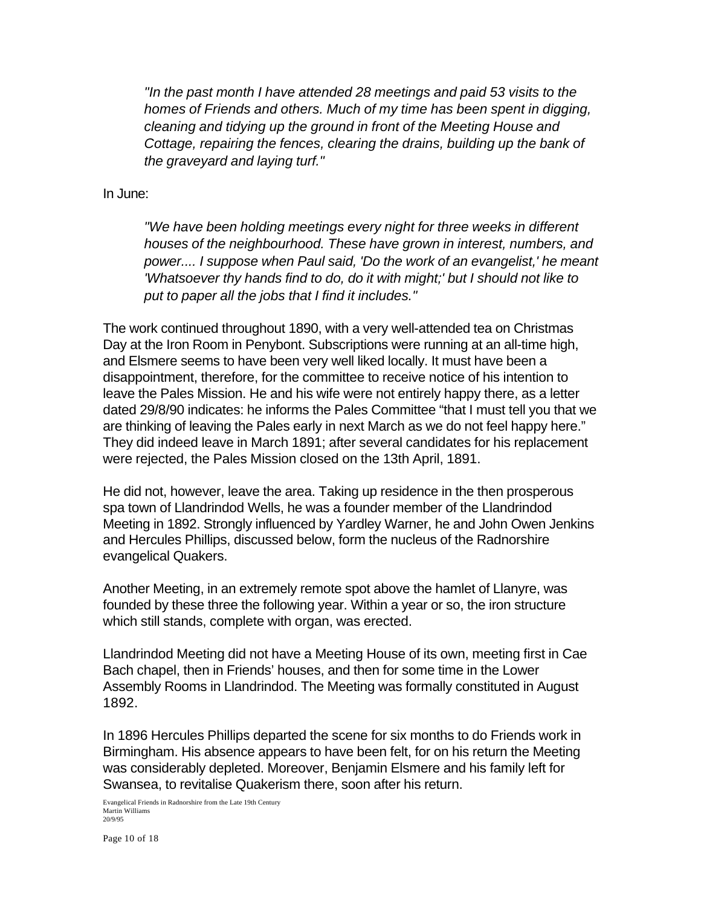> *"In the past month I have attended 28 meetings and paid 53 visits to the homes of Friends and others. Much of my time has been spent in digging, cleaning and tidying up the ground in front of the Meeting House and Cottage, repairing the fences, clearing the drains, building up the bank of the graveyard and laying turf."*

In June:

> *"We have been holding meetings every night for three weeks in different houses of the neighbourhood. These have grown in interest, numbers, and power.... I suppose when Paul said, 'Do the work of an evangelist,' he meant 'Whatsoever thy hands find to do, do it with might;' but I should not like to put to paper all the jobs that I find it includes."*

The work continued throughout 1890, with a very well-attended tea on Christmas Day at the Iron Room in Penybont. Subscriptions were running at an all-time high, and Elsmere seems to have been very well liked locally. It must have been a disappointment, therefore, for the committee to receive notice of his intention to leave the Pales Mission. He and his wife were not entirely happy there, as a letter dated 29/8/90 indicates: he informs the Pales Committee "that I must tell you that we are thinking of leaving the Pales early in next March as we do not feel happy here." They did indeed leave in March 1891; after several candidates for his replacement were rejected, the Pales Mission closed on the 13th April, 1891.

He did not, however, leave the area. Taking up residence in the then prosperous spa town of Llandrindod Wells, he was a founder member of the Llandrindod Meeting in 1892. Strongly influenced by Yardley Warner, he and John Owen Jenkins and Hercules Phillips, discussed below, form the nucleus of the Radnorshire evangelical Quakers.

Another Meeting, in an extremely remote spot above the hamlet of Llanyre, was founded by these three the following year. Within a year or so, the iron structure which still stands, complete with organ, was erected.

Llandrindod Meeting did not have a Meeting House of its own, meeting first in Cae Bach chapel, then in Friends' houses, and then for some time in the Lower Assembly Rooms in Llandrindod. The Meeting was formally constituted in August 1892.

In 1896 Hercules Phillips departed the scene for six months to do Friends work in Birmingham. His absence appears to have been felt, for on his return the Meeting was considerably depleted. Moreover, Benjamin Elsmere and his family left for Swansea, to revitalise Quakerism there, soon after his return.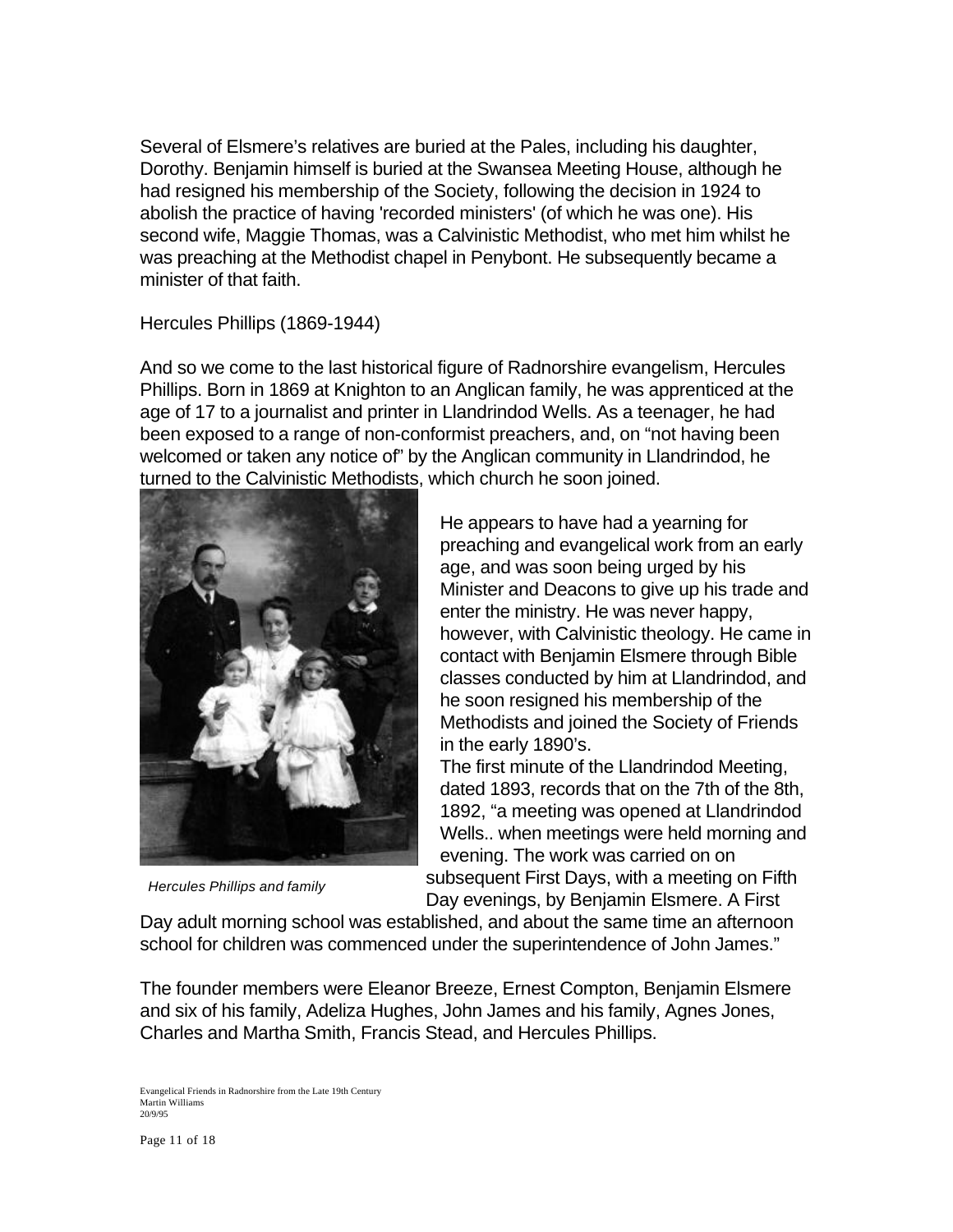Several of Elsmere's relatives are buried at the Pales, including his daughter, Dorothy. Benjamin himself is buried at the Swansea Meeting House, although he had resigned his membership of the Society, following the decision in 1924 to abolish the practice of having 'recorded ministers' (of which he was one). His second wife, Maggie Thomas, was a Calvinistic Methodist, who met him whilst he was preaching at the Methodist chapel in Penybont. He subsequently became a minister of that faith.

## Hercules Phillips (1869-1944)

And so we come to the last historical figure of Radnorshire evangelism, Hercules Phillips. Born in 1869 at Knighton to an Anglican family, he was apprenticed at the age of 17 to a journalist and printer in Llandrindod Wells. As a teenager, he had been exposed to a range of non-conformist preachers, and, on "not having been welcomed or taken any notice of" by the Anglican community in Llandrindod, he turned to the Calvinistic Methodists, which church he soon joined.

*Hercules Phillips and family*

He appears to have had a yearning for preaching and evangelical work from an early age, and was soon being urged by his Minister and Deacons to give up his trade and enter the ministry. He was never happy, however, with Calvinistic theology. He came in contact with Benjamin Elsmere through Bible classes conducted by him at Llandrindod, and he soon resigned his membership of the Methodists and joined the Society of Friends in the early 1890's.

The first minute of the Llandrindod Meeting, dated 1893, records that on the 7th of the 8th, 1892, "a meeting was opened at Llandrindod Wells.. when meetings were held morning and evening. The work was carried on on subsequent First Days, with a meeting on Fifth Day evenings, by Benjamin Elsmere. A First Day adult morning school was established, and about the same time an afternoon school for children was commenced under the superintendence of John James."

The founder members were Eleanor Breeze, Ernest Compton, Benjamin Elsmere and six of his family, Adeliza Hughes, John James and his family, Agnes Jones, Charles and Martha Smith, Francis Stead, and Hercules Phillips.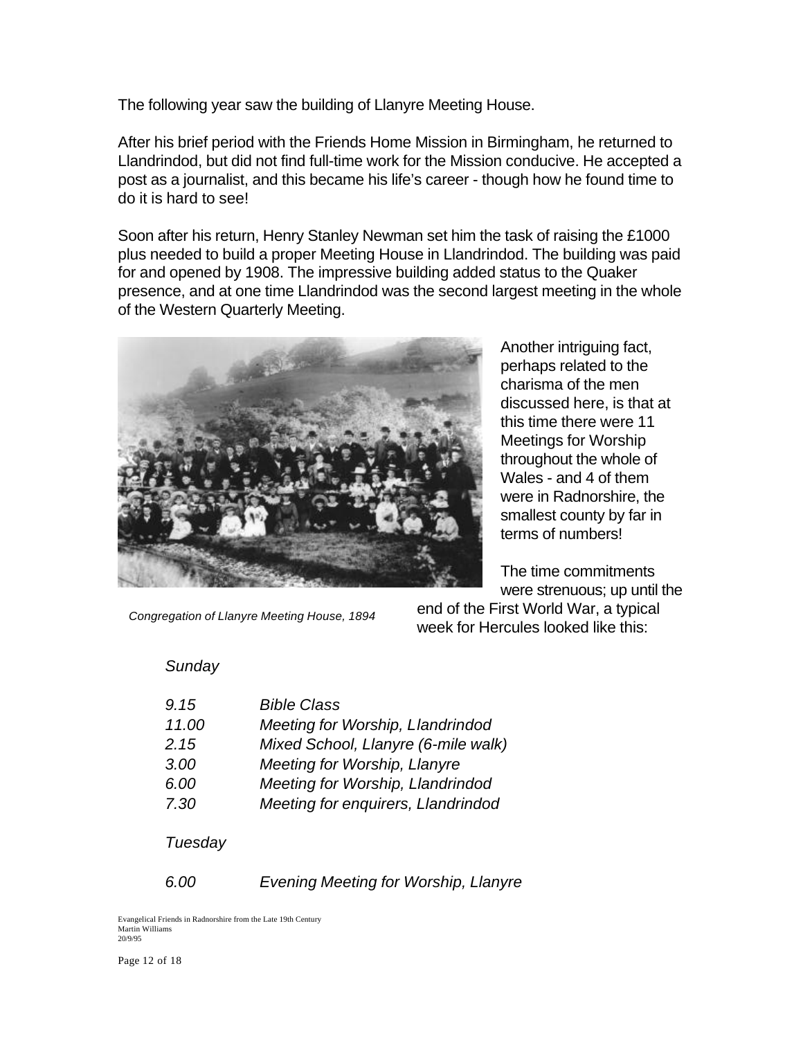The following year saw the building of Llanyre Meeting House.

After his brief period with the Friends Home Mission in Birmingham, he returned to Llandrindod, but did not find full-time work for the Mission conducive. He accepted a post as a journalist, and this became his life's career - though how he found time to do it is hard to see!

Soon after his return, Henry Stanley Newman set him the task of raising the £1000 plus needed to build a proper Meeting House in Llandrindod. The building was paid for and opened by 1908. The impressive building added status to the Quaker presence, and at one time Llandrindod was the second largest meeting in the whole of the Western Quarterly Meeting.

*Congregation of Llanyre Meeting House, 1894*

Another intriguing fact, perhaps related to the charisma of the men discussed here, is that at this time there were 11 Meetings for Worship throughout the whole of Wales - and 4 of them were in Radnorshire, the smallest county by far in terms of numbers!

The time commitments were strenuous; up until the end of the First World War, a typical week for Hercules looked like this:

*Sunday*

| | |
|---|---|
| *9.15* | *Bible Class* |
| *11.00* | *Meeting for Worship, Llandrindod* |
| *2.15* | *Mixed School, Llanyre (6-mile walk)* |
| *3.00* | *Meeting for Worship, Llanyre* |
| *6.00* | *Meeting for Worship, Llandrindod* |
| *7.30* | *Meeting for enquirers, Llandrindod* |

*Tuesday*

| | |
|---|---|
| *6.00* | *Evening Meeting for Worship, Llanyre* |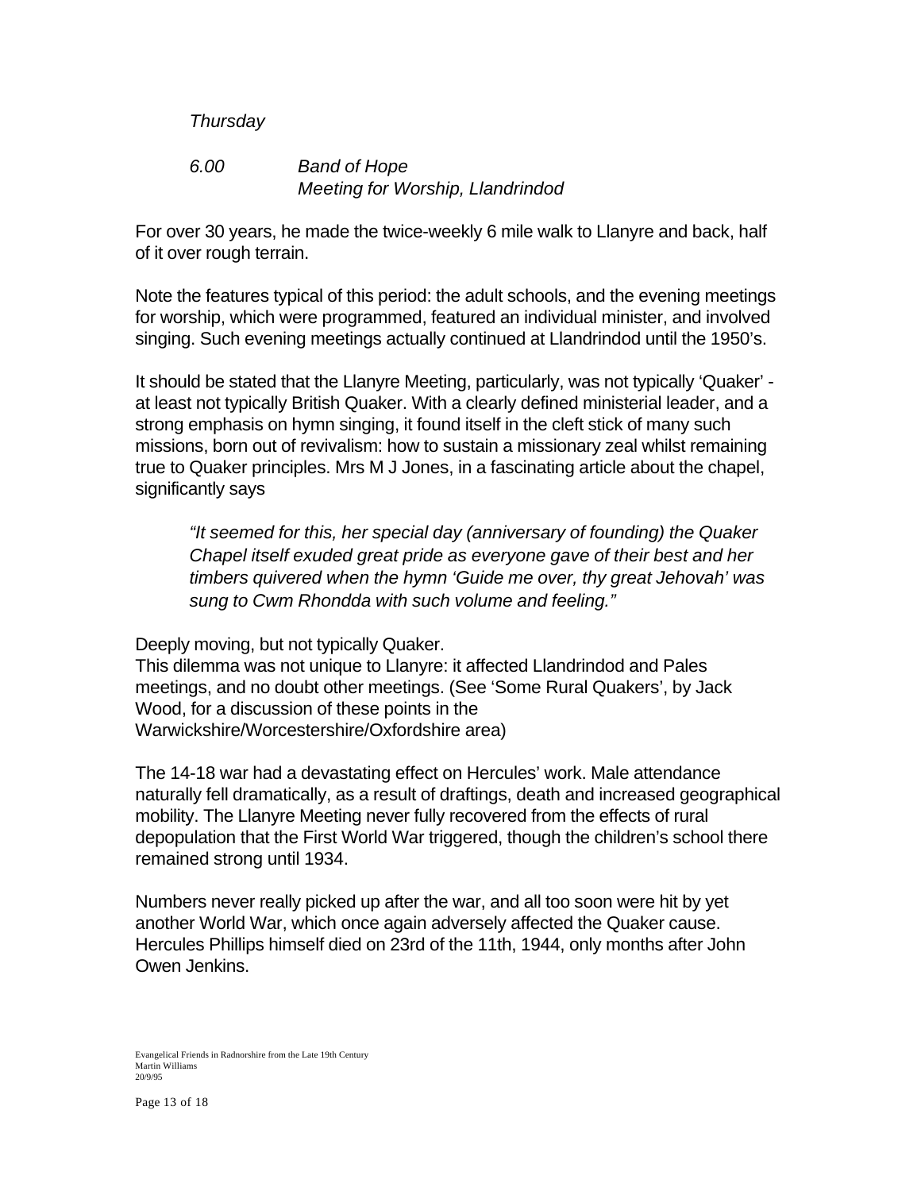*Thursday*

*6.00 Band of Hope*
*Meeting for Worship, Llandrindod*

For over 30 years, he made the twice-weekly 6 mile walk to Llanyre and back, half of it over rough terrain.

Note the features typical of this period: the adult schools, and the evening meetings for worship, which were programmed, featured an individual minister, and involved singing. Such evening meetings actually continued at Llandrindod until the 1950's.

It should be stated that the Llanyre Meeting, particularly, was not typically 'Quaker' - at least not typically British Quaker. With a clearly defined ministerial leader, and a strong emphasis on hymn singing, it found itself in the cleft stick of many such missions, born out of revivalism: how to sustain a missionary zeal whilst remaining true to Quaker principles. Mrs M J Jones, in a fascinating article about the chapel, significantly says

> *"It seemed for this, her special day (anniversary of founding) the Quaker Chapel itself exuded great pride as everyone gave of their best and her timbers quivered when the hymn 'Guide me over, thy great Jehovah' was sung to Cwm Rhondda with such volume and feeling."*

Deeply moving, but not typically Quaker.
This dilemma was not unique to Llanyre: it affected Llandrindod and Pales meetings, and no doubt other meetings. (See 'Some Rural Quakers', by Jack Wood, for a discussion of these points in the Warwickshire/Worcestershire/Oxfordshire area)

The 14-18 war had a devastating effect on Hercules' work. Male attendance naturally fell dramatically, as a result of draftings, death and increased geographical mobility. The Llanyre Meeting never fully recovered from the effects of rural depopulation that the First World War triggered, though the children's school there remained strong until 1934.

Numbers never really picked up after the war, and all too soon were hit by yet another World War, which once again adversely affected the Quaker cause. Hercules Phillips himself died on 23rd of the 11th, 1944, only months after John Owen Jenkins.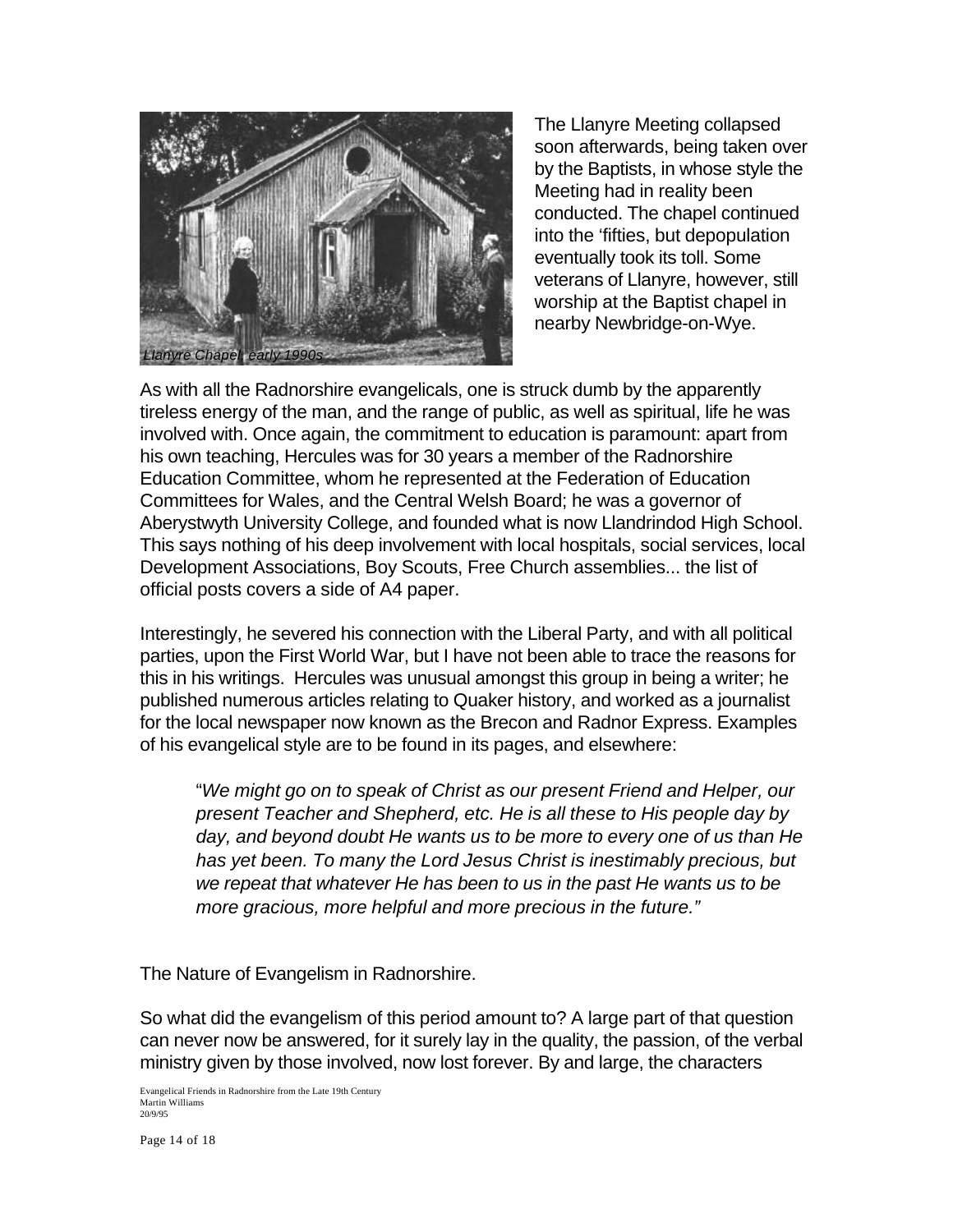The Llanyre Meeting collapsed soon afterwards, being taken over by the Baptists, in whose style the Meeting had in reality been conducted. The chapel continued into the 'fifties, but depopulation eventually took its toll. Some veterans of Llanyre, however, still worship at the Baptist chapel in nearby Newbridge-on-Wye.

*Llanyre Chapel, early 1990s*

As with all the Radnorshire evangelicals, one is struck dumb by the apparently tireless energy of the man, and the range of public, as well as spiritual, life he was involved with. Once again, the commitment to education is paramount: apart from his own teaching, Hercules was for 30 years a member of the Radnorshire Education Committee, whom he represented at the Federation of Education Committees for Wales, and the Central Welsh Board; he was a governor of Aberystwyth University College, and founded what is now Llandrindod High School. This says nothing of his deep involvement with local hospitals, social services, local Development Associations, Boy Scouts, Free Church assemblies... the list of official posts covers a side of A4 paper.

Interestingly, he severed his connection with the Liberal Party, and with all political parties, upon the First World War, but I have not been able to trace the reasons for this in his writings. Hercules was unusual amongst this group in being a writer; he published numerous articles relating to Quaker history, and worked as a journalist for the local newspaper now known as the Brecon and Radnor Express. Examples of his evangelical style are to be found in its pages, and elsewhere:

> "*We might go on to speak of Christ as our present Friend and Helper, our present Teacher and Shepherd, etc. He is all these to His people day by day, and beyond doubt He wants us to be more to every one of us than He has yet been. To many the Lord Jesus Christ is inestimably precious, but we repeat that whatever He has been to us in the past He wants us to be more gracious, more helpful and more precious in the future.*"

## The Nature of Evangelism in Radnorshire.

So what did the evangelism of this period amount to? A large part of that question can never now be answered, for it surely lay in the quality, the passion, of the verbal ministry given by those involved, now lost forever. By and large, the characters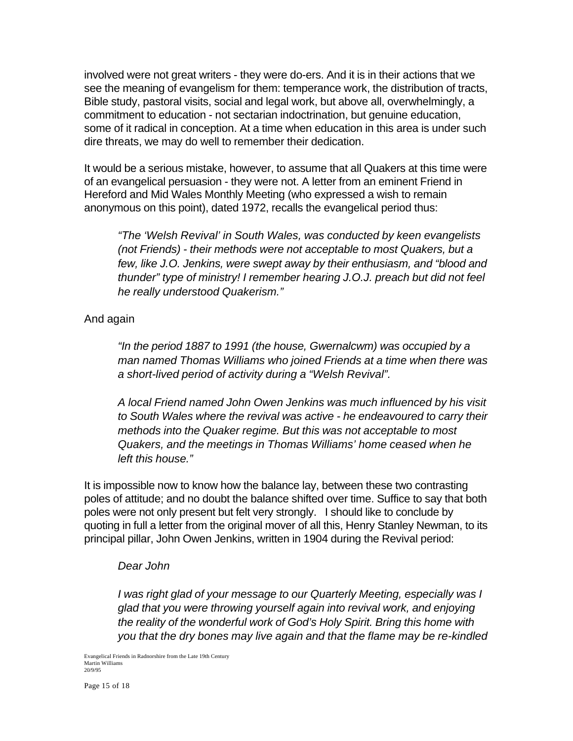involved were not great writers - they were do-ers. And it is in their actions that we see the meaning of evangelism for them: temperance work, the distribution of tracts, Bible study, pastoral visits, social and legal work, but above all, overwhelmingly, a commitment to education - not sectarian indoctrination, but genuine education, some of it radical in conception. At a time when education in this area is under such dire threats, we may do well to remember their dedication.

It would be a serious mistake, however, to assume that all Quakers at this time were of an evangelical persuasion - they were not. A letter from an eminent Friend in Hereford and Mid Wales Monthly Meeting (who expressed a wish to remain anonymous on this point), dated 1972, recalls the evangelical period thus:

> *"The 'Welsh Revival' in South Wales, was conducted by keen evangelists (not Friends) - their methods were not acceptable to most Quakers, but a few, like J.O. Jenkins, were swept away by their enthusiasm, and "blood and thunder" type of ministry! I remember hearing J.O.J. preach but did not feel he really understood Quakerism."*

And again

> *"In the period 1887 to 1991 (the house, Gwernalcwm) was occupied by a man named Thomas Williams who joined Friends at a time when there was a short-lived period of activity during a "Welsh Revival".*
>
> *A local Friend named John Owen Jenkins was much influenced by his visit to South Wales where the revival was active - he endeavoured to carry their methods into the Quaker regime. But this was not acceptable to most Quakers, and the meetings in Thomas Williams' home ceased when he left this house."*

It is impossible now to know how the balance lay, between these two contrasting poles of attitude; and no doubt the balance shifted over time. Suffice to say that both poles were not only present but felt very strongly. I should like to conclude by quoting in full a letter from the original mover of all this, Henry Stanley Newman, to its principal pillar, John Owen Jenkins, written in 1904 during the Revival period:

> *Dear John*
>
> *I was right glad of your message to our Quarterly Meeting, especially was I glad that you were throwing yourself again into revival work, and enjoying the reality of the wonderful work of God's Holy Spirit. Bring this home with you that the dry bones may live again and that the flame may be re-kindled*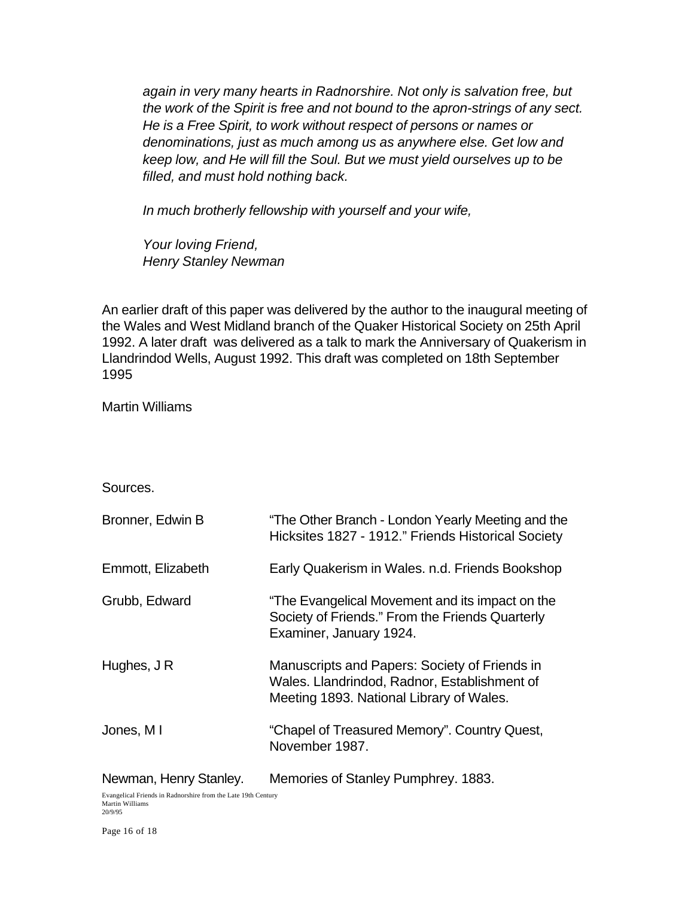*again in very many hearts in Radnorshire. Not only is salvation free, but the work of the Spirit is free and not bound to the apron-strings of any sect. He is a Free Spirit, to work without respect of persons or names or denominations, just as much among us as anywhere else. Get low and keep low, and He will fill the Soul. But we must yield ourselves up to be filled, and must hold nothing back.*

*In much brotherly fellowship with yourself and your wife,*

*Your loving Friend,*
*Henry Stanley Newman*

An earlier draft of this paper was delivered by the author to the inaugural meeting of the Wales and West Midland branch of the Quaker Historical Society on 25th April 1992. A later draft was delivered as a talk to mark the Anniversary of Quakerism in Llandrindod Wells, August 1992. This draft was completed on 18th September 1995

Martin Williams

Sources.

| | |
|---|---|
| Bronner, Edwin B | "The Other Branch - London Yearly Meeting and the Hicksites 1827 - 1912." Friends Historical Society |
| Emmott, Elizabeth | Early Quakerism in Wales. n.d. Friends Bookshop |
| Grubb, Edward | "The Evangelical Movement and its impact on the Society of Friends." From the Friends Quarterly Examiner, January 1924. |
| Hughes, J R | Manuscripts and Papers: Society of Friends in Wales. Llandrindod, Radnor, Establishment of Meeting 1893. National Library of Wales. |
| Jones, M I | "Chapel of Treasured Memory". Country Quest, November 1987. |
| Newman, Henry Stanley. | Memories of Stanley Pumphrey. 1883. |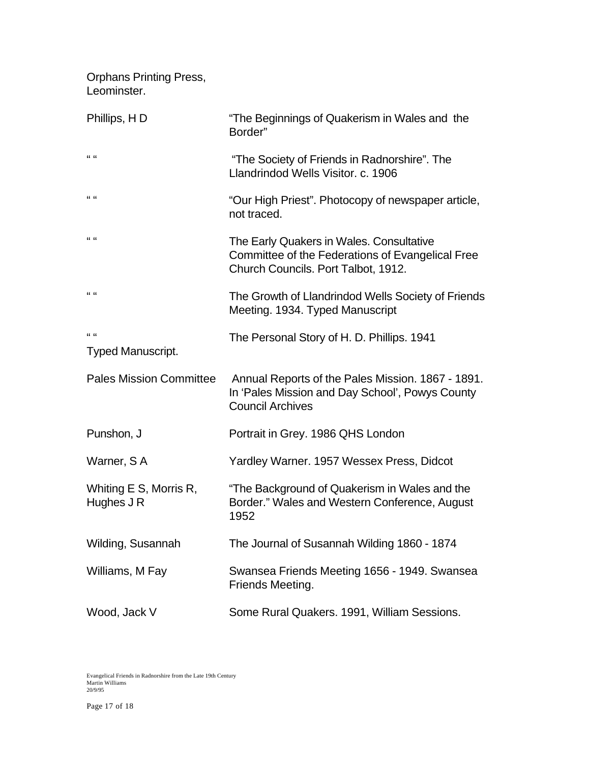Orphans Printing Press, Leominster.

| | |
|---|---|
| Phillips, H D | "The Beginnings of Quakerism in Wales and the Border" |
| " " | "The Society of Friends in Radnorshire". The Llandrindod Wells Visitor. c. 1906 |
| " " | "Our High Priest". Photocopy of newspaper article, not traced. |
| " " | The Early Quakers in Wales. Consultative Committee of the Federations of Evangelical Free Church Councils. Port Talbot, 1912. |
| " " | The Growth of Llandrindod Wells Society of Friends Meeting. 1934. Typed Manuscript |
| " " | The Personal Story of H. D. Phillips. 1941 Typed Manuscript. |
| Pales Mission Committee | Annual Reports of the Pales Mission. 1867 - 1891. In 'Pales Mission and Day School', Powys County Council Archives |
| Punshon, J | Portrait in Grey. 1986 QHS London |
| Warner, S A | Yardley Warner. 1957 Wessex Press, Didcot |
| Whiting E S, Morris R, Hughes J R | "The Background of Quakerism in Wales and the Border." Wales and Western Conference, August 1952 |
| Wilding, Susannah | The Journal of Susannah Wilding 1860 - 1874 |
| Williams, M Fay | Swansea Friends Meeting 1656 - 1949. Swansea Friends Meeting. |
| Wood, Jack V | Some Rural Quakers. 1991, William Sessions. |